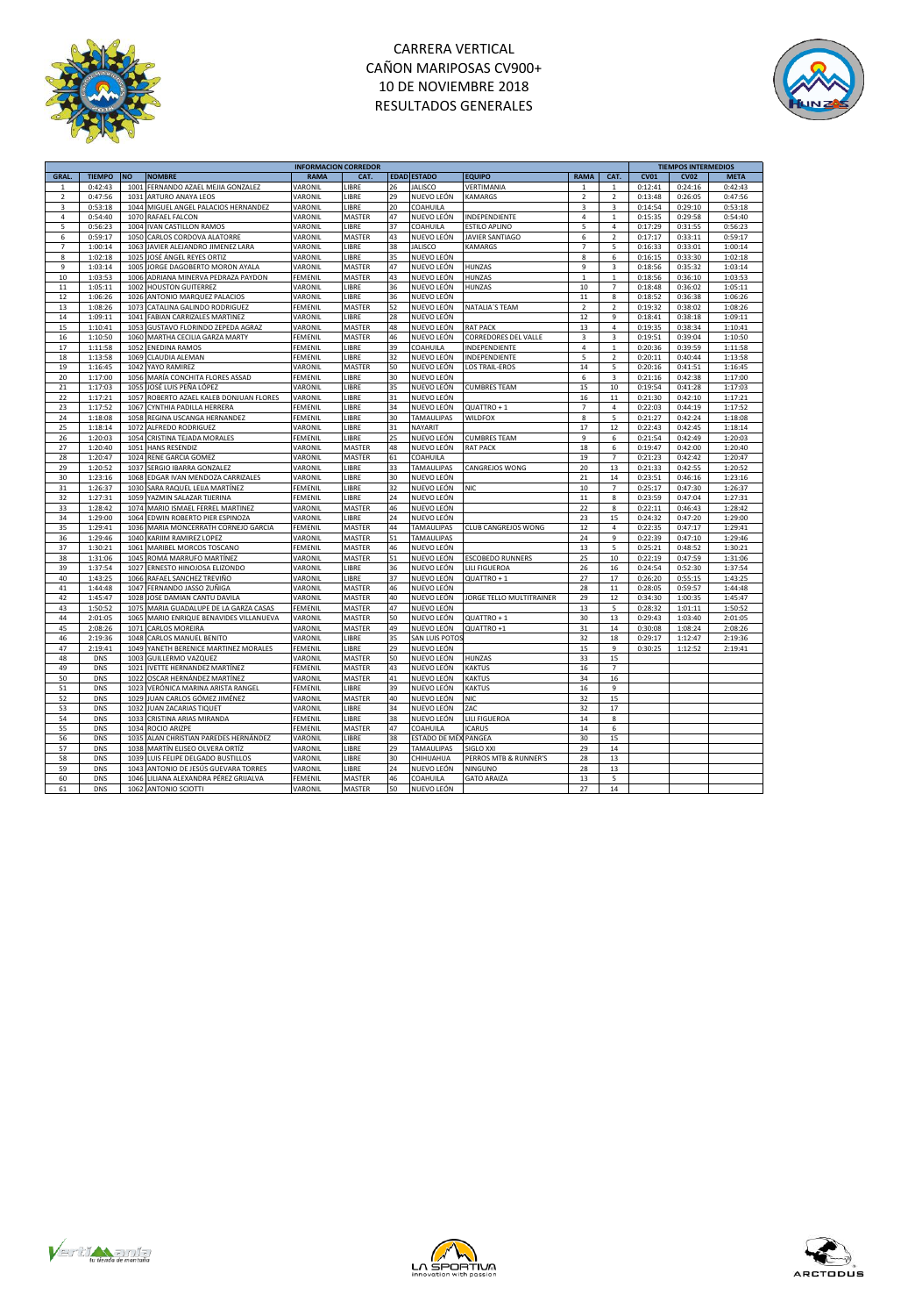# CARRERA VERTICAL
# CAÑON MARIPOSAS CV900+
# 10 DE NOVIEMBRE 2018
# RESULTADOS GENERALES

| INFORMACION CORREDOR | | | | | | | | | | | | TIEMPOS INTERMEDIOS | | |
|---|---|---|---|---|---|---|---|---|---|---|---|---|---|---|
| GRAL. | TIEMPO | NO | NOMBRE | RAMA | CAT. | EDAD | ESTADO | EQUIPO | RAMA | CAT. | CV01 | CV02 | META |
| 1 | 0:42:43 | 1001 | FERNANDO AZAEL MEJIA GONZALEZ | VARONIL | LIBRE | 26 | JALISCO | VERTIMANIA | 1 | 1 | 0:12:41 | 0:24:16 | 0:42:43 |
| 2 | 0:47:56 | 1031 | ARTURO ANAYA LEOS | VARONIL | LIBRE | 29 | NUEVO LEÓN | KAMARGS | 2 | 2 | 0:13:48 | 0:26:05 | 0:47:56 |
| 3 | 0:53:18 | 1044 | MIGUEL ANGEL PALACIOS HERNANDEZ | VARONIL | LIBRE | 20 | COAHUILA | | 3 | 3 | 0:14:54 | 0:29:10 | 0:53:18 |
| 4 | 0:54:40 | 1070 | RAFAEL FALCON | VARONIL | MASTER | 47 | NUEVO LEÓN | INDEPENDIENTE | 4 | 1 | 0:15:35 | 0:29:58 | 0:54:40 |
| 5 | 0:56:23 | 1004 | IVAN CASTILLON RAMOS | VARONIL | LIBRE | 37 | COAHUILA | ESTILO APLINO | 5 | 4 | 0:17:29 | 0:31:55 | 0:56:23 |
| 6 | 0:59:17 | 1050 | CARLOS CORDOVA ALATORRE | VARONIL | MASTER | 43 | NUEVO LEÓN | JAVIER SANTIAGO | 6 | 2 | 0:17:17 | 0:33:11 | 0:59:17 |
| 7 | 1:00:14 | 1063 | JAVIER ALEJANDRO JIMENEZ LARA | VARONIL | LIBRE | 38 | JALISCO | KAMARGS | 7 | 5 | 0:16:33 | 0:33:01 | 1:00:14 |
| 8 | 1:02:18 | 1025 | JOSÉ ÁNGEL REYES ORTIZ | VARONIL | LIBRE | 35 | NUEVO LEÓN | | 8 | 6 | 0:16:15 | 0:33:30 | 1:02:18 |
| 9 | 1:03:14 | 1005 | JORGE DAGOBERTO MORON AYALA | VARONIL | MASTER | 47 | NUEVO LEÓN | HUNZAS | 9 | 3 | 0:18:56 | 0:35:32 | 1:03:14 |
| 10 | 1:03:53 | 1006 | ADRIANA MINERVA PEDRAZA PAYDON | FEMENIL | MASTER | 43 | NUEVO LEÓN | HUNZAS | 1 | 1 | 0:18:56 | 0:36:10 | 1:03:53 |
| 11 | 1:05:11 | 1002 | HOUSTON GUITERREZ | VARONIL | LIBRE | 36 | NUEVO LEÓN | HUNZAS | 10 | 7 | 0:18:48 | 0:36:02 | 1:05:11 |
| 12 | 1:06:26 | 1026 | ANTONIO MARQUEZ PALACIOS | VARONIL | LIBRE | 36 | NUEVO LEÓN | | 11 | 8 | 0:18:52 | 0:36:38 | 1:06:26 |
| 13 | 1:08:26 | 1073 | CATALINA GALINDO RODRIGUEZ | FEMENIL | MASTER | 52 | NUEVO LEÓN | NATALIA´S TEAM | 2 | 2 | 0:19:32 | 0:38:02 | 1:08:26 |
| 14 | 1:09:11 | 1041 | FABIAN CARRIZALES MARTINEZ | VARONIL | LIBRE | 28 | NUEVO LEÓN | | 12 | 9 | 0:18:41 | 0:38:18 | 1:09:11 |
| 15 | 1:10:41 | 1053 | GUSTAVO FLORINDO ZEPEDA AGRAZ | VARONIL | MASTER | 48 | NUEVO LEÓN | RAT PACK | 13 | 4 | 0:19:35 | 0:38:34 | 1:10:41 |
| 16 | 1:10:50 | 1060 | MARTHA CECILIA GARZA MARTY | FEMENIL | MASTER | 46 | NUEVO LEÓN | CORREDORES DEL VALLE | 3 | 3 | 0:19:51 | 0:39:04 | 1:10:50 |
| 17 | 1:11:58 | 1052 | ENEDINA RAMOS | FEMENIL | LIBRE | 39 | COAHUILA | INDEPENDIENTE | 4 | 1 | 0:20:36 | 0:39:59 | 1:11:58 |
| 18 | 1:13:58 | 1069 | CLAUDIA ALEMAN | FEMENIL | LIBRE | 32 | NUEVO LEÓN | INDEPENDIENTE | 5 | 2 | 0:20:11 | 0:40:44 | 1:13:58 |
| 19 | 1:16:45 | 1042 | YAYO RAMIREZ | VARONIL | MASTER | 50 | NUEVO LEÓN | LOS TRAIL-EROS | 14 | 5 | 0:20:16 | 0:41:51 | 1:16:45 |
| 20 | 1:17:00 | 1056 | MARÍA CONCHITA FLORES ASSAD | FEMENIL | LIBRE | 30 | NUEVO LEÓN | | 6 | 3 | 0:21:16 | 0:42:38 | 1:17:00 |
| 21 | 1:17:03 | 1055 | JOSÉ LUIS PEÑA LÓPEZ | VARONIL | LIBRE | 35 | NUEVO LEÓN | CUMBRES TEAM | 15 | 10 | 0:19:54 | 0:41:28 | 1:17:03 |
| 22 | 1:17:21 | 1057 | ROBERTO AZAEL KALEB DONJUAN FLORES | VARONIL | LIBRE | 31 | NUEVO LEÓN | | 16 | 11 | 0:21:30 | 0:42:10 | 1:17:21 |
| 23 | 1:17:52 | 1067 | CYNTHIA PADILLA HERRERA | FEMENIL | LIBRE | 34 | NUEVO LEÓN | QUATTRO + 1 | 7 | 4 | 0:22:03 | 0:44:19 | 1:17:52 |
| 24 | 1:18:08 | 1058 | REGINA USCANGA HERNANDEZ | FEMENIL | LIBRE | 30 | TAMAULIPAS | WILDFOX | 8 | 5 | 0:21:27 | 0:42:24 | 1:18:08 |
| 25 | 1:18:14 | 1072 | ALFREDO RODRIGUEZ | VARONIL | LIBRE | 31 | NAYARIT | | 17 | 12 | 0:22:43 | 0:42:45 | 1:18:14 |
| 26 | 1:20:03 | 1054 | CRISTINA TEJADA MORALES | FEMENIL | LIBRE | 25 | NUEVO LEÓN | CUMBRES TEAM | 9 | 6 | 0:21:54 | 0:42:49 | 1:20:03 |
| 27 | 1:20:40 | 1051 | HANS RESENDIZ | VARONIL | MASTER | 48 | NUEVO LEÓN | RAT PACK | 18 | 6 | 0:19:47 | 0:42:00 | 1:20:40 |
| 28 | 1:20:47 | 1024 | RENE GARCIA GOMEZ | VARONIL | MASTER | 61 | COAHUILA | | 19 | 7 | 0:21:23 | 0:42:42 | 1:20:47 |
| 29 | 1:20:52 | 1037 | SERGIO IBARRA GONZALEZ | VARONIL | LIBRE | 33 | TAMAULIPAS | CANGREJOS WONG | 20 | 13 | 0:21:33 | 0:42:55 | 1:20:52 |
| 30 | 1:23:16 | 1068 | EDGAR IVAN MENDOZA CARRIZALES | VARONIL | LIBRE | 30 | NUEVO LEÓN | | 21 | 14 | 0:23:51 | 0:46:16 | 1:23:16 |
| 31 | 1:26:37 | 1030 | SARA RAQUEL LEIJA MARTÍNEZ | FEMENIL | LIBRE | 32 | NUEVO LEÓN | NIC | 10 | 7 | 0:25:17 | 0:47:30 | 1:26:37 |
| 32 | 1:27:31 | 1059 | YAZMIN SALAZAR TIJERINA | FEMENIL | LIBRE | 24 | NUEVO LEÓN | | 11 | 8 | 0:23:59 | 0:47:04 | 1:27:31 |
| 33 | 1:28:42 | 1074 | MARIO ISMAEL FERREL MARTINEZ | VARONIL | MASTER | 46 | NUEVO LEÓN | | 22 | 8 | 0:22:11 | 0:46:43 | 1:28:42 |
| 34 | 1:29:00 | 1064 | EDWIN ROBERTO PIER ESPINOZA | VARONIL | LIBRE | 24 | NUEVO LEÓN | | 23 | 15 | 0:24:32 | 0:47:20 | 1:29:00 |
| 35 | 1:29:41 | 1036 | MARIA MONCERRATH CORNEJO GARCIA | FEMENIL | MASTER | 44 | TAMAULIPAS | CLUB CANGREJOS WONG | 12 | 4 | 0:22:35 | 0:47:17 | 1:29:41 |
| 36 | 1:29:46 | 1040 | KARIIM RAMIREZ LOPEZ | VARONIL | MASTER | 51 | TAMAULIPAS | | 24 | 9 | 0:22:39 | 0:47:10 | 1:29:46 |
| 37 | 1:30:21 | 1061 | MARIBEL MORCOS TOSCANO | FEMENIL | MASTER | 46 | NUEVO LEÓN | | 13 | 5 | 0:25:21 | 0:48:52 | 1:30:21 |
| 38 | 1:31:06 | 1045 | ROMÁ MARRUFO MARTÍNEZ | VARONIL | MASTER | 51 | NUEVO LEÓN | ESCOBEDO RUNNERS | 25 | 10 | 0:22:19 | 0:47:59 | 1:31:06 |
| 39 | 1:37:54 | 1027 | ERNESTO HINOJOSA ELIZONDO | VARONIL | LIBRE | 36 | NUEVO LEÓN | LILI FIGUEROA | 26 | 16 | 0:24:54 | 0:52:30 | 1:37:54 |
| 40 | 1:43:25 | 1066 | RAFAEL SANCHEZ TREVIÑO | VARONIL | LIBRE | 37 | NUEVO LEÓN | QUATTRO + 1 | 27 | 17 | 0:26:20 | 0:55:15 | 1:43:25 |
| 41 | 1:44:48 | 1047 | FERNANDO JASSO ZUÑIGA | VARONIL | MASTER | 46 | NUEVO LEÓN | | 28 | 11 | 0:28:05 | 0:59:57 | 1:44:48 |
| 42 | 1:45:47 | 1028 | JOSE DAMIAN CANTU DAVILA | VARONIL | MASTER | 40 | NUEVO LEÓN | JORGE TELLO MULTITRAINER | 29 | 12 | 0:34:30 | 1:00:35 | 1:45:47 |
| 43 | 1:50:52 | 1075 | MARIA GUADALUPE DE LA GARZA CASAS | FEMENIL | MASTER | 47 | NUEVO LEÓN | | 13 | 5 | 0:28:32 | 1:01:11 | 1:50:52 |
| 44 | 2:01:05 | 1065 | MARIO ENRIQUE BENAVIDES VILLANUEVA | VARONIL | MASTER | 50 | NUEVO LEÓN | QUATTRO + 1 | 30 | 13 | 0:29:43 | 1:03:40 | 2:01:05 |
| 45 | 2:08:26 | 1071 | CARLOS MOREIRA | VARONIL | MASTER | 49 | NUEVO LEÓN | QUATTRO +1 | 31 | 14 | 0:30:08 | 1:08:24 | 2:08:26 |
| 46 | 2:19:36 | 1048 | CARLOS MANUEL BENITO | VARONIL | LIBRE | 35 | SAN LUIS POTOS | | 32 | 18 | 0:29:17 | 1:12:47 | 2:19:36 |
| 47 | 2:19:41 | 1049 | YANETH BERENICE MARTINEZ MORALES | FEMENIL | LIBRE | 29 | NUEVO LEÓN | | 15 | 9 | 0:30:25 | 1:12:52 | 2:19:41 |
| 48 | DNS | 1003 | GUILLERMO VAZQUEZ | VARONIL | MASTER | 50 | NUEVO LEÓN | HUNZAS | 33 | 15 | | | |
| 49 | DNS | 1021 | IVETTE HERNANDEZ MARTÍNEZ | FEMENIL | MASTER | 43 | NUEVO LEÓN | KAKTUS | 16 | 7 | | | |
| 50 | DNS | 1022 | OSCAR HERNÁNDEZ MARTÍNEZ | VARONIL | MASTER | 41 | NUEVO LEÓN | KAKTUS | 34 | 16 | | | |
| 51 | DNS | 1023 | VERÓNICA MARINA ARISTA RANGEL | FEMENIL | LIBRE | 39 | NUEVO LEÓN | KAKTUS | 16 | 9 | | | |
| 52 | DNS | 1029 | JUAN CARLOS GÓMEZ JIMÉNEZ | VARONIL | MASTER | 40 | NUEVO LEÓN | NIC | 32 | 15 | | | |
| 53 | DNS | 1032 | JUAN ZACARIAS TIQUET | VARONIL | LIBRE | 34 | NUEVO LEÓN | ZAC | 32 | 17 | | | |
| 54 | DNS | 1033 | CRISTINA ARIAS MIRANDA | FEMENIL | LIBRE | 38 | NUEVO LEÓN | LILI FIGUEROA | 14 | 8 | | | |
| 55 | DNS | 1034 | ROCIO ARIZPE | FEMENIL | MASTER | 47 | COAHUILA | ICARUS | 14 | 6 | | | |
| 56 | DNS | 1035 | ALAN CHRISTIAN PAREDES HERNÁNDEZ | VARONIL | LIBRE | 38 | ESTADO DE MÉX | PANGEA | 30 | 15 | | | |
| 57 | DNS | 1038 | MARTÍN ELISEO OLVERA ORTÍZ | VARONIL | LIBRE | 29 | TAMAULIPAS | SIGLO XXI | 29 | 14 | | | |
| 58 | DNS | 1039 | LUIS FELIPE DELGADO BUSTILLOS | VARONIL | LIBRE | 30 | CHIHUAHUA | PERROS MTB & RUNNER'S | 28 | 13 | | | |
| 59 | DNS | 1043 | ANTONIO DE JESÚS GUEVARA TORRES | VARONIL | LIBRE | 24 | NUEVO LEÓN | NINGUNO | 28 | 13 | | | |
| 60 | DNS | 1046 | LILIANA ALEXANDRA PÉREZ GRIJALVA | FEMENIL | MASTER | 46 | COAHUILA | GATO ARAIZA | 13 | 5 | | | |
| 61 | DNS | 1062 | ANTONIO SCIOTTI | VARONIL | MASTER | 50 | NUEVO LEÓN | | 27 | 14 | | | |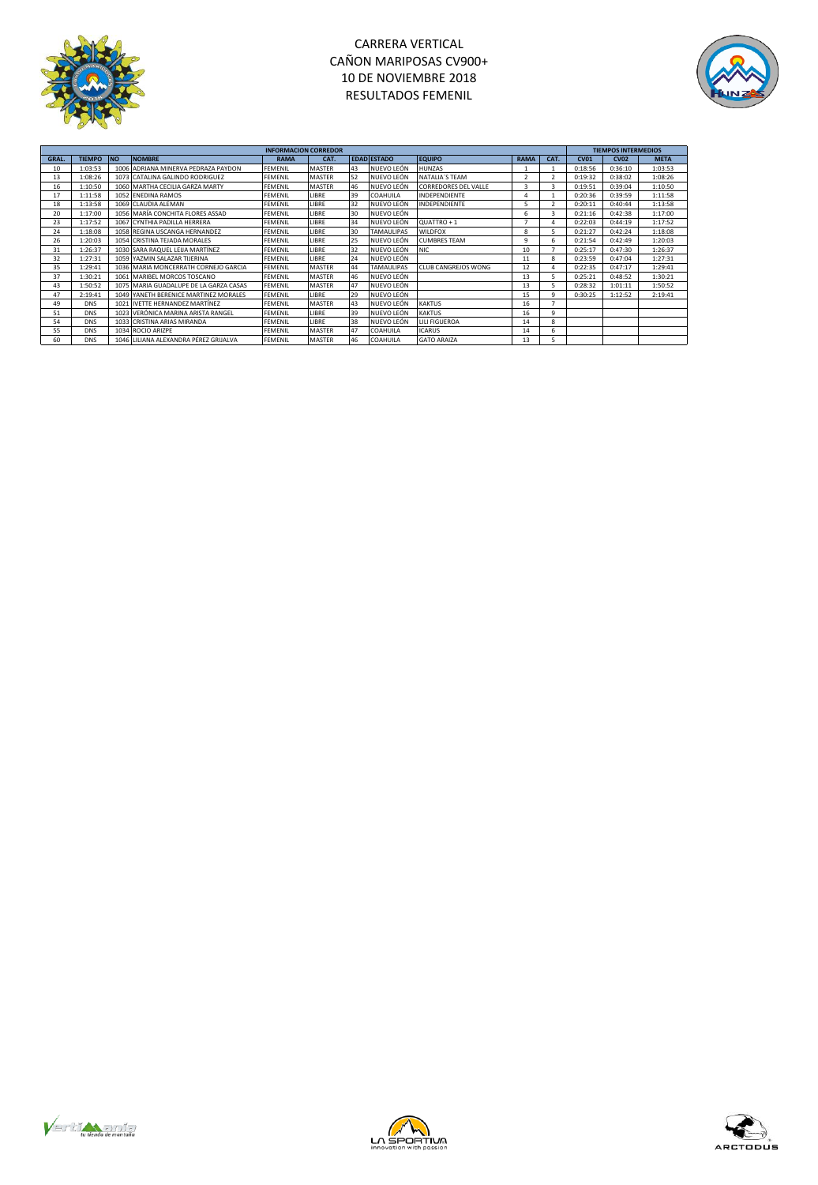# CARRERA VERTICAL
# CAÑON MARIPOSAS CV900+
# 10 DE NOVIEMBRE 2018
# RESULTADOS FEMENIL

| INFORMACION CORREDOR | | | | | | | | | | | TIEMPOS INTERMEDIOS | | |
|---|---|---|---|---|---|---|---|---|---|---|---|---|---|
| GRAL. | TIEMPO | NO | NOMBRE | RAMA | CAT. | EDAD | ESTADO | EQUIPO | RAMA | CAT. | CV01 | CV02 | META |
| 10 | 1:03:53 | 1006 | ADRIANA MINERVA PEDRAZA PAYDON | FEMENIL | MASTER | 43 | NUEVO LEÓN | HUNZAS | 1 | 1 | 0:18:56 | 0:36:10 | 1:03:53 |
| 13 | 1:08:26 | 1073 | CATALINA GALINDO RODRIGUEZ | FEMENIL | MASTER | 52 | NUEVO LEÓN | NATALIA´S TEAM | 2 | 2 | 0:19:32 | 0:38:02 | 1:08:26 |
| 16 | 1:10:50 | 1060 | MARTHA CECILIA GARZA MARTY | FEMENIL | MASTER | 46 | NUEVO LEÓN | CORREDORES DEL VALLE | 3 | 3 | 0:19:51 | 0:39:04 | 1:10:50 |
| 17 | 1:11:58 | 1052 | ENEDINA RAMOS | FEMENIL | LIBRE | 39 | COAHUILA | INDEPENDIENTE | 4 | 1 | 0:20:36 | 0:39:59 | 1:11:58 |
| 18 | 1:13:58 | 1069 | CLAUDIA ALEMAN | FEMENIL | LIBRE | 32 | NUEVO LEÓN | INDEPENDIENTE | 5 | 2 | 0:20:11 | 0:40:44 | 1:13:58 |
| 20 | 1:17:00 | 1056 | MARÍA CONCHITA FLORES ASSAD | FEMENIL | LIBRE | 30 | NUEVO LEÓN | | 6 | 3 | 0:21:16 | 0:42:38 | 1:17:00 |
| 23 | 1:17:52 | 1067 | CYNTHIA PADILLA HERRERA | FEMENIL | LIBRE | 34 | NUEVO LEÓN | QUATTRO + 1 | 7 | 4 | 0:22:03 | 0:44:19 | 1:17:52 |
| 24 | 1:18:08 | 1058 | REGINA USCANGA HERNANDEZ | FEMENIL | LIBRE | 30 | TAMAULIPAS | WILDFOX | 8 | 5 | 0:21:27 | 0:42:24 | 1:18:08 |
| 26 | 1:20:03 | 1054 | CRISTINA TEJADA MORALES | FEMENIL | LIBRE | 25 | NUEVO LEÓN | CUMBRES TEAM | 9 | 6 | 0:21:54 | 0:42:49 | 1:20:03 |
| 31 | 1:26:37 | 1030 | SARA RAQUEL LEIJA MARTÍNEZ | FEMENIL | LIBRE | 32 | NUEVO LEÓN | NIC | 10 | 7 | 0:25:17 | 0:47:30 | 1:26:37 |
| 32 | 1:27:31 | 1059 | YAZMIN SALAZAR TIJERINA | FEMENIL | LIBRE | 24 | NUEVO LEÓN | | 11 | 8 | 0:23:59 | 0:47:04 | 1:27:31 |
| 35 | 1:29:41 | 1036 | MARIA MONCERRATH CORNEJO GARCIA | FEMENIL | MASTER | 44 | TAMAULIPAS | CLUB CANGREJOS WONG | 12 | 4 | 0:22:35 | 0:47:17 | 1:29:41 |
| 37 | 1:30:21 | 1061 | MARIBEL MORCOS TOSCANO | FEMENIL | MASTER | 46 | NUEVO LEÓN | | 13 | 5 | 0:25:21 | 0:48:52 | 1:30:21 |
| 43 | 1:50:52 | 1075 | MARIA GUADALUPE DE LA GARZA CASAS | FEMENIL | MASTER | 47 | NUEVO LEÓN | | 13 | 5 | 0:28:32 | 1:01:11 | 1:50:52 |
| 47 | 2:19:41 | 1049 | YANETH BERENICE MARTINEZ MORALES | FEMENIL | LIBRE | 29 | NUEVO LEÓN | | 15 | 9 | 0:30:25 | 1:12:52 | 2:19:41 |
| 49 | DNS | 1021 | IVETTE HERNANDEZ MARTÍNEZ | FEMENIL | MASTER | 43 | NUEVO LEÓN | KAKTUS | 16 | 7 | | | |
| 51 | DNS | 1023 | VERÓNICA MARINA ARISTA RANGEL | FEMENIL | LIBRE | 39 | NUEVO LEÓN | KAKTUS | 16 | 9 | | | |
| 54 | DNS | 1033 | CRISTINA ARIAS MIRANDA | FEMENIL | LIBRE | 38 | NUEVO LEÓN | LILI FIGUEROA | 14 | 8 | | | |
| 55 | DNS | 1034 | ROCIO ARIZPE | FEMENIL | MASTER | 47 | COAHUILA | ICARUS | 14 | 6 | | | |
| 60 | DNS | 1046 | LILIANA ALEXANDRA PÉREZ GRIJALVA | FEMENIL | MASTER | 46 | COAHUILA | GATO ARAIZA | 13 | 5 | | | |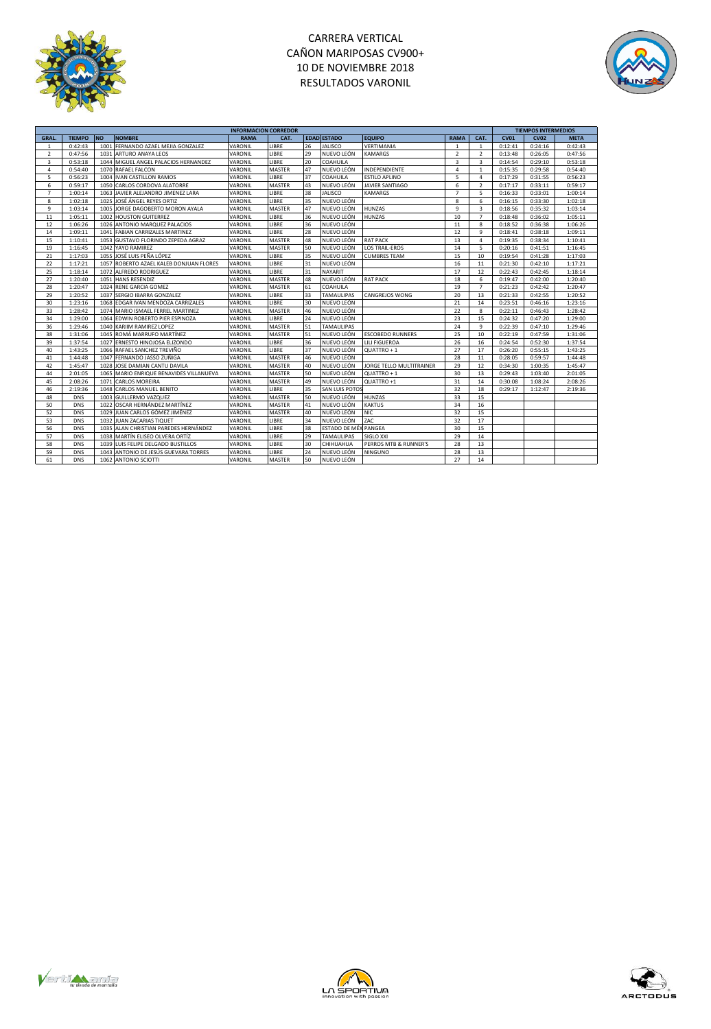# CARRERA VERTICAL
# CAÑON MARIPOSAS CV900+
# 10 DE NOVIEMBRE 2018
# RESULTADOS VARONIL

| INFORMACION CORREDOR | | | | | | | | | | | | TIEMPOS INTERMEDIOS | | |
|---|---|---|---|---|---|---|---|---|---|---|---|---|---|---|
| GRAL. | TIEMPO | NO | NOMBRE | RAMA | CAT. | EDAD | ESTADO | EQUIPO | RAMA | CAT. | CV01 | CV02 | META |
| 1 | 0:42:43 | 1001 | FERNANDO AZAEL MEJIA GONZALEZ | VARONIL | LIBRE | 26 | JALISCO | VERTIMANIA | 1 | 1 | 0:12:41 | 0:24:16 | 0:42:43 |
| 2 | 0:47:56 | 1031 | ARTURO ANAYA LEOS | VARONIL | LIBRE | 29 | NUEVO LEÓN | KAMARGS | 2 | 2 | 0:13:48 | 0:26:05 | 0:47:56 |
| 3 | 0:53:18 | 1044 | MIGUEL ANGEL PALACIOS HERNANDEZ | VARONIL | LIBRE | 20 | COAHUILA | | 3 | 3 | 0:14:54 | 0:29:10 | 0:53:18 |
| 4 | 0:54:40 | 1070 | RAFAEL FALCON | VARONIL | MASTER | 47 | NUEVO LEÓN | INDEPENDIENTE | 4 | 1 | 0:15:35 | 0:29:58 | 0:54:40 |
| 5 | 0:56:23 | 1004 | IVAN CASTILLON RAMOS | VARONIL | LIBRE | 37 | COAHUILA | ESTILO APLINO | 5 | 4 | 0:17:29 | 0:31:55 | 0:56:23 |
| 6 | 0:59:17 | 1050 | CARLOS CORDOVA ALATORRE | VARONIL | MASTER | 43 | NUEVO LEÓN | JAVIER SANTIAGO | 6 | 2 | 0:17:17 | 0:33:11 | 0:59:17 |
| 7 | 1:00:14 | 1063 | JAVIER ALEJANDRO JIMENEZ LARA | VARONIL | LIBRE | 38 | JALISCO | KAMARGS | 7 | 5 | 0:16:33 | 0:33:01 | 1:00:14 |
| 8 | 1:02:18 | 1025 | JOSÉ ÁNGEL REYES ORTIZ | VARONIL | LIBRE | 35 | NUEVO LEÓN | | 8 | 6 | 0:16:15 | 0:33:30 | 1:02:18 |
| 9 | 1:03:14 | 1005 | JORGE DAGOBERTO MORON AYALA | VARONIL | MASTER | 47 | NUEVO LEÓN | HUNZAS | 9 | 3 | 0:18:56 | 0:35:32 | 1:03:14 |
| 11 | 1:05:11 | 1002 | HOUSTON GUITERREZ | VARONIL | LIBRE | 36 | NUEVO LEÓN | HUNZAS | 10 | 7 | 0:18:48 | 0:36:02 | 1:05:11 |
| 12 | 1:06:26 | 1026 | ANTONIO MARQUEZ PALACIOS | VARONIL | LIBRE | 36 | NUEVO LEÓN | | 11 | 8 | 0:18:52 | 0:36:38 | 1:06:26 |
| 14 | 1:09:11 | 1041 | FABIAN CARRIZALES MARTINEZ | VARONIL | LIBRE | 28 | NUEVO LEÓN | | 12 | 9 | 0:18:41 | 0:38:18 | 1:09:11 |
| 15 | 1:10:41 | 1053 | GUSTAVO FLORINDO ZEPEDA AGRAZ | VARONIL | MASTER | 48 | NUEVO LEÓN | RAT PACK | 13 | 4 | 0:19:35 | 0:38:34 | 1:10:41 |
| 19 | 1:16:45 | 1042 | YAYO RAMIREZ | VARONIL | MASTER | 50 | NUEVO LEÓN | LOS TRAIL-EROS | 14 | 5 | 0:20:16 | 0:41:51 | 1:16:45 |
| 21 | 1:17:03 | 1055 | JOSÉ LUIS PEÑA LÓPEZ | VARONIL | LIBRE | 35 | NUEVO LEÓN | CUMBRES TEAM | 15 | 10 | 0:19:54 | 0:41:28 | 1:17:03 |
| 22 | 1:17:21 | 1057 | ROBERTO AZAEL KALEB DONJUAN FLORES | VARONIL | LIBRE | 31 | NUEVO LEÓN | | 16 | 11 | 0:21:30 | 0:42:10 | 1:17:21 |
| 25 | 1:18:14 | 1072 | ALFREDO RODRIGUEZ | VARONIL | LIBRE | 31 | NAYARIT | | 17 | 12 | 0:22:43 | 0:42:45 | 1:18:14 |
| 27 | 1:20:40 | 1051 | HANS RESENDIZ | VARONIL | MASTER | 48 | NUEVO LEÓN | RAT PACK | 18 | 6 | 0:19:47 | 0:42:00 | 1:20:40 |
| 28 | 1:20:47 | 1024 | RENE GARCIA GOMEZ | VARONIL | MASTER | 61 | COAHUILA | | 19 | 7 | 0:21:23 | 0:42:42 | 1:20:47 |
| 29 | 1:20:52 | 1037 | SERGIO IBARRA GONZALEZ | VARONIL | LIBRE | 33 | TAMAULIPAS | CANGREJOS WONG | 20 | 13 | 0:21:33 | 0:42:55 | 1:20:52 |
| 30 | 1:23:16 | 1068 | EDGAR IVAN MENDOZA CARRIZALES | VARONIL | LIBRE | 30 | NUEVO LEÓN | | 21 | 14 | 0:23:51 | 0:46:16 | 1:23:16 |
| 33 | 1:28:42 | 1074 | MARIO ISMAEL FERREL MARTINEZ | VARONIL | MASTER | 46 | NUEVO LEÓN | | 22 | 8 | 0:22:11 | 0:46:43 | 1:28:42 |
| 34 | 1:29:00 | 1064 | EDWIN ROBERTO PIER ESPINOZA | VARONIL | LIBRE | 24 | NUEVO LEÓN | | 23 | 15 | 0:24:32 | 0:47:20 | 1:29:00 |
| 36 | 1:29:46 | 1040 | KARIIM RAMIREZ LOPEZ | VARONIL | MASTER | 51 | TAMAULIPAS | | 24 | 9 | 0:22:39 | 0:47:10 | 1:29:46 |
| 38 | 1:31:06 | 1045 | ROMÁ MARRUFO MARTÍNEZ | VARONIL | MASTER | 51 | NUEVO LEÓN | ESCOBEDO RUNNERS | 25 | 10 | 0:22:19 | 0:47:59 | 1:31:06 |
| 39 | 1:37:54 | 1027 | ERNESTO HINOJOSA ELIZONDO | VARONIL | LIBRE | 36 | NUEVO LEÓN | LILI FIGUEROA | 26 | 16 | 0:24:54 | 0:52:30 | 1:37:54 |
| 40 | 1:43:25 | 1066 | RAFAEL SANCHEZ TREVIÑO | VARONIL | LIBRE | 37 | NUEVO LEÓN | QUATTRO + 1 | 27 | 17 | 0:26:20 | 0:55:15 | 1:43:25 |
| 41 | 1:44:48 | 1047 | FERNANDO JASSO ZUÑIGA | VARONIL | MASTER | 46 | NUEVO LEÓN | | 28 | 11 | 0:28:05 | 0:59:57 | 1:44:48 |
| 42 | 1:45:47 | 1028 | JOSE DAMIAN CANTU DAVILA | VARONIL | MASTER | 40 | NUEVO LEÓN | JORGE TELLO MULTITRAINER | 29 | 12 | 0:34:30 | 1:00:35 | 1:45:47 |
| 44 | 2:01:05 | 1065 | MARIO ENRIQUE BENAVIDES VILLANUEVA | VARONIL | MASTER | 50 | NUEVO LEÓN | QUATTRO + 1 | 30 | 13 | 0:29:43 | 1:03:40 | 2:01:05 |
| 45 | 2:08:26 | 1071 | CARLOS MOREIRA | VARONIL | MASTER | 49 | NUEVO LEÓN | QUATTRO +1 | 31 | 14 | 0:30:08 | 1:08:24 | 2:08:26 |
| 46 | 2:19:36 | 1048 | CARLOS MANUEL BENITO | VARONIL | LIBRE | 35 | SAN LUIS POTOS | | 32 | 18 | 0:29:17 | 1:12:47 | 2:19:36 |
| 48 | DNS | 1003 | GUILLERMO VAZQUEZ | VARONIL | MASTER | 50 | NUEVO LEÓN | HUNZAS | 33 | 15 | | | |
| 50 | DNS | 1022 | OSCAR HERNÁNDEZ MARTÍNEZ | VARONIL | MASTER | 41 | NUEVO LEÓN | KAKTUS | 34 | 16 | | | |
| 52 | DNS | 1029 | JUAN CARLOS GÓMEZ JIMÉNEZ | VARONIL | MASTER | 40 | NUEVO LEÓN | NIC | 32 | 15 | | | |
| 53 | DNS | 1032 | JUAN ZACARIAS TIQUET | VARONIL | LIBRE | 34 | NUEVO LEÓN | ZAC | 32 | 17 | | | |
| 56 | DNS | 1035 | ALAN CHRISTIAN PAREDES HERNÁNDEZ | VARONIL | LIBRE | 38 | ESTADO DE MÉX | PANGEA | 30 | 15 | | | |
| 57 | DNS | 1038 | MARTÍN ELISEO OLVERA ORTÍZ | VARONIL | LIBRE | 29 | TAMAULIPAS | SIGLO XXI | 29 | 14 | | | |
| 58 | DNS | 1039 | LUIS FELIPE DELGADO BUSTILLOS | VARONIL | LIBRE | 30 | CHIHUAHUA | PERROS MTB & RUNNER'S | 28 | 13 | | | |
| 59 | DNS | 1043 | ANTONIO DE JESÚS GUEVARA TORRES | VARONIL | LIBRE | 24 | NUEVO LEÓN | NINGUNO | 28 | 13 | | | |
| 61 | DNS | 1062 | ANTONIO SCIOTTI | VARONIL | MASTER | 50 | NUEVO LEÓN | | 27 | 14 | | | |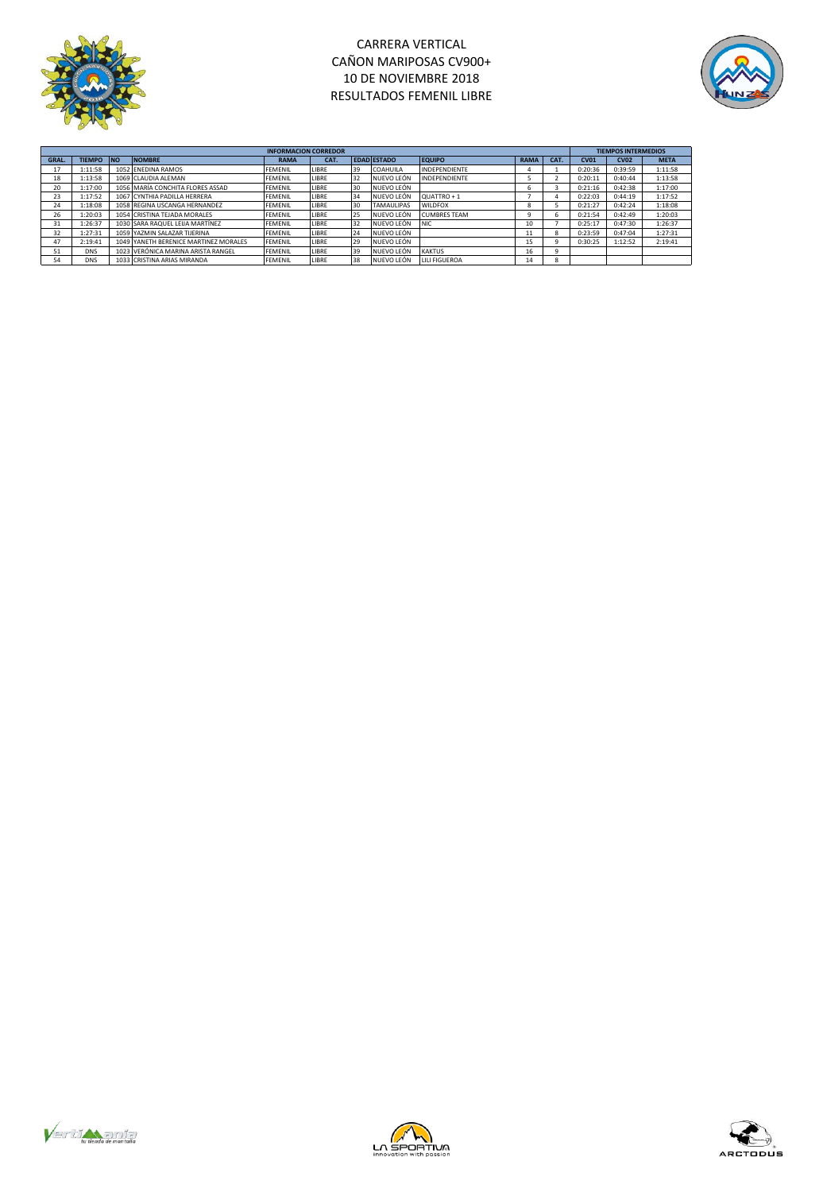# CARRERA VERTICAL
## CAÑON MARIPOSAS CV900+
## 10 DE NOVIEMBRE 2018
## RESULTADOS FEMENIL LIBRE

| INFORMACION CORREDOR | | | | | | | | | | | | TIEMPOS INTERMEDIOS | | |
|---|---|---|---|---|---|---|---|---|---|---|---|---|---|---|
| GRAL. | TIEMPO | NO | NOMBRE | RAMA | CAT. | EDAD | ESTADO | EQUIPO | RAMA | CAT. | CV01 | CV02 | META |
| 17 | 1:11:58 | 1052 | ENEDINA RAMOS | FEMENIL | LIBRE | 39 | COAHUILA | INDEPENDIENTE | 4 | 1 | 0:20:36 | 0:39:59 | 1:11:58 |
| 18 | 1:13:58 | 1069 | CLAUDIA ALEMAN | FEMENIL | LIBRE | 32 | NUEVO LEÓN | INDEPENDIENTE | 5 | 2 | 0:20:11 | 0:40:44 | 1:13:58 |
| 20 | 1:17:00 | 1056 | MARÍA CONCHITA FLORES ASSAD | FEMENIL | LIBRE | 30 | NUEVO LEÓN | | 6 | 3 | 0:21:16 | 0:42:38 | 1:17:00 |
| 23 | 1:17:52 | 1067 | CYNTHIA PADILLA HERRERA | FEMENIL | LIBRE | 34 | NUEVO LEÓN | QUATTRO + 1 | 7 | 4 | 0:22:03 | 0:44:19 | 1:17:52 |
| 24 | 1:18:08 | 1058 | REGINA USCANGA HERNANDEZ | FEMENIL | LIBRE | 30 | TAMAULIPAS | WILDFOX | 8 | 5 | 0:21:27 | 0:42:24 | 1:18:08 |
| 26 | 1:20:03 | 1054 | CRISTINA TEJADA MORALES | FEMENIL | LIBRE | 25 | NUEVO LEÓN | CUMBRES TEAM | 9 | 6 | 0:21:54 | 0:42:49 | 1:20:03 |
| 31 | 1:26:37 | 1030 | SARA RAQUEL LEIJA MARTÍNEZ | FEMENIL | LIBRE | 32 | NUEVO LEÓN | NIC | 10 | 7 | 0:25:17 | 0:47:30 | 1:26:37 |
| 32 | 1:27:31 | 1059 | YAZMIN SALAZAR TIJERINA | FEMENIL | LIBRE | 24 | NUEVO LEÓN | | 11 | 8 | 0:23:59 | 0:47:04 | 1:27:31 |
| 47 | 2:19:41 | 1049 | YANETH BERENICE MARTINEZ MORALES | FEMENIL | LIBRE | 29 | NUEVO LEÓN | | 15 | 9 | 0:30:25 | 1:12:52 | 2:19:41 |
| 51 | DNS | 1023 | VERÓNICA MARINA ARISTA RANGEL | FEMENIL | LIBRE | 39 | NUEVO LEÓN | KAKTUS | 16 | 9 | | | |
| 54 | DNS | 1033 | CRISTINA ARIAS MIRANDA | FEMENIL | LIBRE | 38 | NUEVO LEÓN | LILI FIGUEROA | 14 | 8 | | | |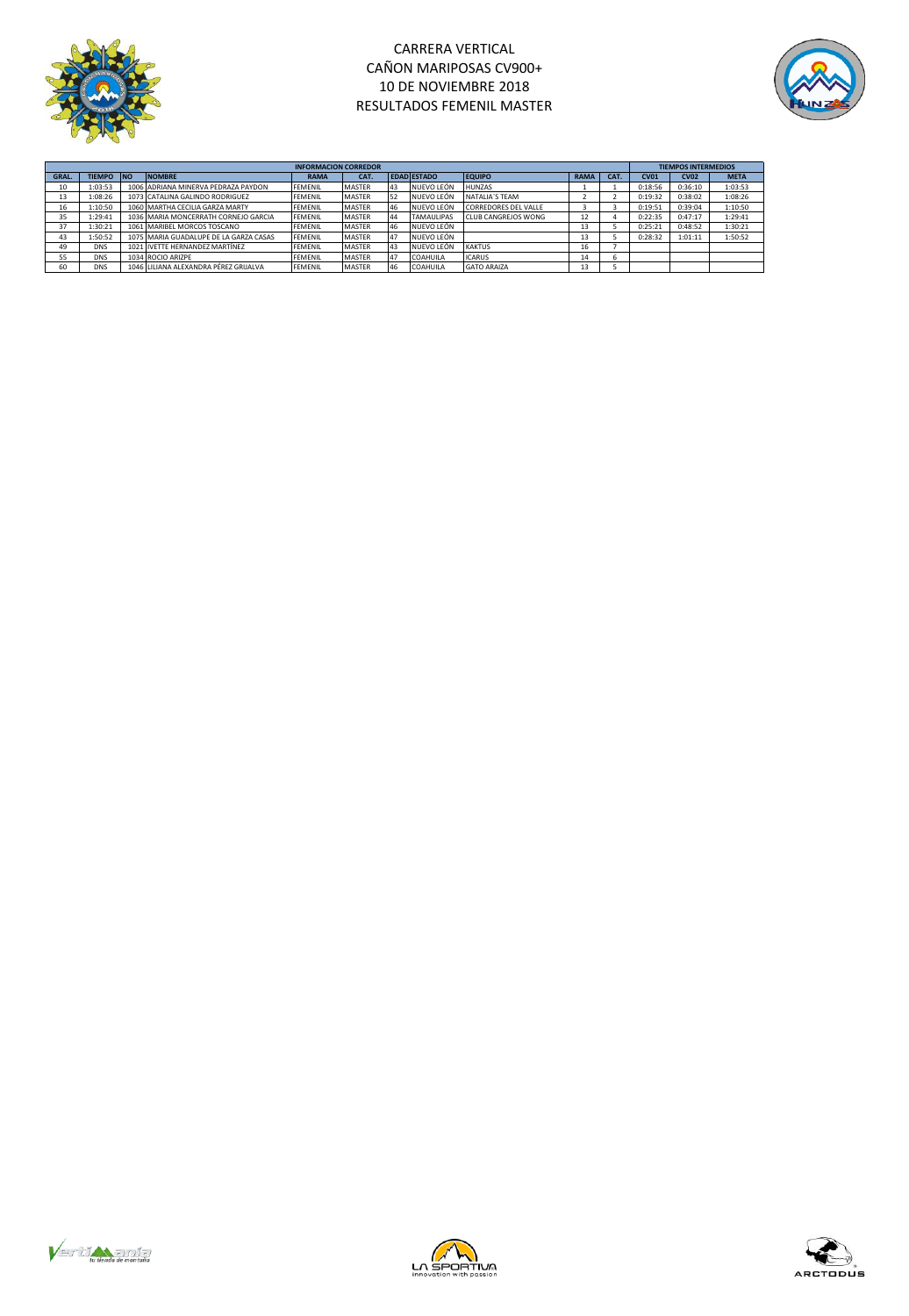# CARRERA VERTICAL
# CAÑON MARIPOSAS CV900+
# 10 DE NOVIEMBRE 2018
# RESULTADOS FEMENIL MASTER

| INFORMACION CORREDOR | | | | | | | | | | | | TIEMPOS INTERMEDIOS | | |
|---|---|---|---|---|---|---|---|---|---|---|---|---|---|---|
| GRAL. | TIEMPO | NO | NOMBRE | RAMA | CAT. | EDAD | ESTADO | EQUIPO | RAMA | CAT. | CV01 | CV02 | META |
| 10 | 1:03:53 | 1006 | ADRIANA MINERVA PEDRAZA PAYDON | FEMENIL | MASTER | 43 | NUEVO LEÓN | HUNZAS | 1 | 1 | 0:18:56 | 0:36:10 | 1:03:53 |
| 13 | 1:08:26 | 1073 | CATALINA GALINDO RODRIGUEZ | FEMENIL | MASTER | 52 | NUEVO LEÓN | NATALIA´S TEAM | 2 | 2 | 0:19:32 | 0:38:02 | 1:08:26 |
| 16 | 1:10:50 | 1060 | MARTHA CECILIA GARZA MARTY | FEMENIL | MASTER | 46 | NUEVO LEÓN | CORREDORES DEL VALLE | 3 | 3 | 0:19:51 | 0:39:04 | 1:10:50 |
| 35 | 1:29:41 | 1036 | MARIA MONCERRATH CORNEJO GARCIA | FEMENIL | MASTER | 44 | TAMAULIPAS | CLUB CANGREJOS WONG | 12 | 4 | 0:22:35 | 0:47:17 | 1:29:41 |
| 37 | 1:30:21 | 1061 | MARIBEL MORCOS TOSCANO | FEMENIL | MASTER | 46 | NUEVO LEÓN | | 13 | 5 | 0:25:21 | 0:48:52 | 1:30:21 |
| 43 | 1:50:52 | 1075 | MARIA GUADALUPE DE LA GARZA CASAS | FEMENIL | MASTER | 47 | NUEVO LEÓN | | 13 | 5 | 0:28:32 | 1:01:11 | 1:50:52 |
| 49 | DNS | 1021 | IVETTE HERNANDEZ MARTÍNEZ | FEMENIL | MASTER | 43 | NUEVO LEÓN | KAKTUS | 16 | 7 | | | |
| 55 | DNS | 1034 | ROCIO ARIZPE | FEMENIL | MASTER | 47 | COAHUILA | ICARUS | 14 | 6 | | | |
| 60 | DNS | 1046 | LILIANA ALEXANDRA PÉREZ GRIJALVA | FEMENIL | MASTER | 46 | COAHUILA | GATO ARAIZA | 13 | 5 | | | |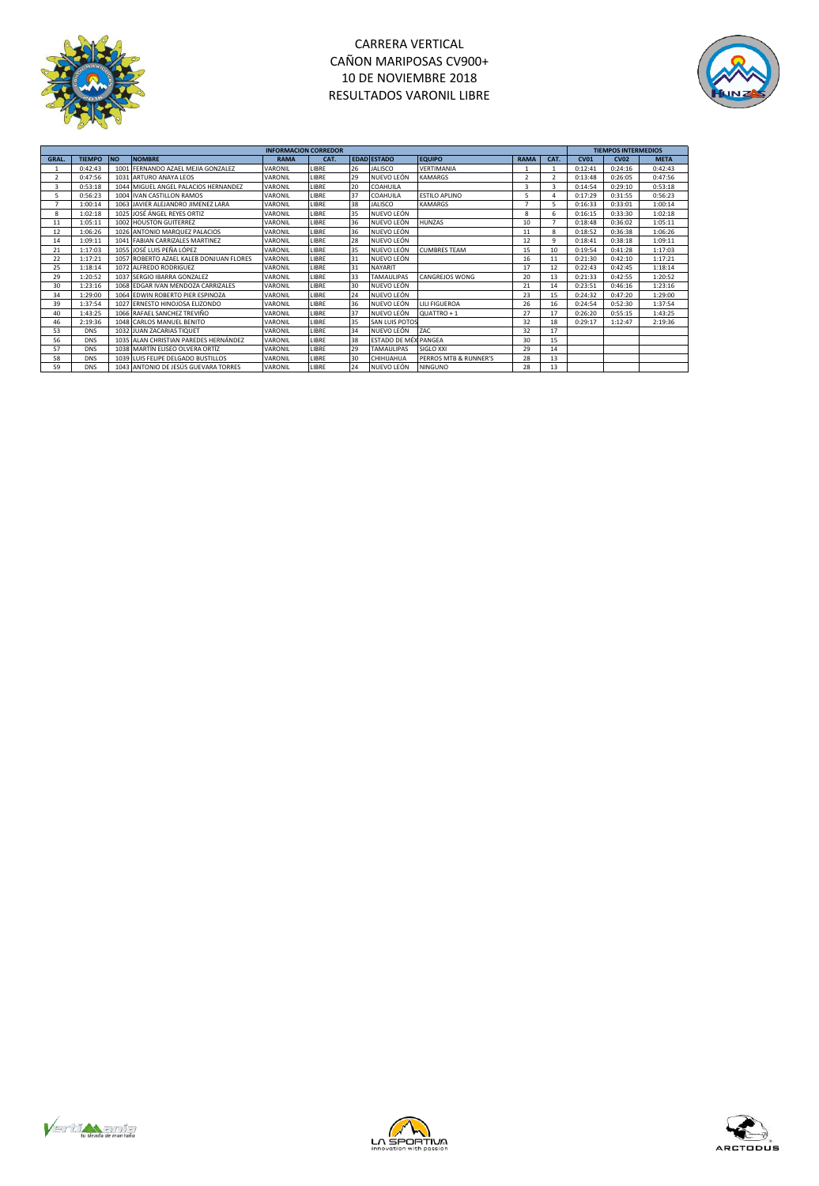# CARRERA VERTICAL
# CAÑON MARIPOSAS CV900+
# 10 DE NOVIEMBRE 2018
# RESULTADOS VARONIL LIBRE

| INFORMACION CORREDOR | | | | | | | | | | | | TIEMPOS INTERMEDIOS | | |
|---|---|---|---|---|---|---|---|---|---|---|---|---|---|---|
| GRAL. | TIEMPO | NO | NOMBRE | RAMA | CAT. | EDAD | ESTADO | EQUIPO | RAMA | CAT. | CV01 | CV02 | META |
| 1 | 0:42:43 | 1001 | FERNANDO AZAEL MEJIA GONZALEZ | VARONIL | LIBRE | 26 | JALISCO | VERTIMANIA | 1 | 1 | 0:12:41 | 0:24:16 | 0:42:43 |
| 2 | 0:47:56 | 1031 | ARTURO ANAYA LEOS | VARONIL | LIBRE | 29 | NUEVO LEÓN | KAMARGS | 2 | 2 | 0:13:48 | 0:26:05 | 0:47:56 |
| 3 | 0:53:18 | 1044 | MIGUEL ANGEL PALACIOS HERNANDEZ | VARONIL | LIBRE | 20 | COAHUILA | | 3 | 3 | 0:14:54 | 0:29:10 | 0:53:18 |
| 5 | 0:56:23 | 1004 | IVAN CASTILLON RAMOS | VARONIL | LIBRE | 37 | COAHUILA | ESTILO APLINO | 5 | 4 | 0:17:29 | 0:31:55 | 0:56:23 |
| 7 | 1:00:14 | 1063 | JAVIER ALEJANDRO JIMENEZ LARA | VARONIL | LIBRE | 38 | JALISCO | KAMARGS | 7 | 5 | 0:16:33 | 0:33:01 | 1:00:14 |
| 8 | 1:02:18 | 1025 | JOSÉ ÁNGEL REYES ORTIZ | VARONIL | LIBRE | 35 | NUEVO LEÓN | | 8 | 6 | 0:16:15 | 0:33:30 | 1:02:18 |
| 11 | 1:05:11 | 1002 | HOUSTON GUITERREZ | VARONIL | LIBRE | 36 | NUEVO LEÓN | HUNZAS | 10 | 7 | 0:18:48 | 0:36:02 | 1:05:11 |
| 12 | 1:06:26 | 1026 | ANTONIO MARQUEZ PALACIOS | VARONIL | LIBRE | 36 | NUEVO LEÓN | | 11 | 8 | 0:18:52 | 0:36:38 | 1:06:26 |
| 14 | 1:09:11 | 1041 | FABIAN CARRIZALES MARTINEZ | VARONIL | LIBRE | 28 | NUEVO LEÓN | | 12 | 9 | 0:18:41 | 0:38:18 | 1:09:11 |
| 21 | 1:17:03 | 1055 | JOSÉ LUIS PEÑA LÓPEZ | VARONIL | LIBRE | 35 | NUEVO LEÓN | CUMBRES TEAM | 15 | 10 | 0:19:54 | 0:41:28 | 1:17:03 |
| 22 | 1:17:21 | 1057 | ROBERTO AZAEL KALEB DONJUAN FLORES | VARONIL | LIBRE | 31 | NUEVO LEÓN | | 16 | 11 | 0:21:30 | 0:42:10 | 1:17:21 |
| 25 | 1:18:14 | 1072 | ALFREDO RODRIGUEZ | VARONIL | LIBRE | 31 | NAYARIT | | 17 | 12 | 0:22:43 | 0:42:45 | 1:18:14 |
| 29 | 1:20:52 | 1037 | SERGIO IBARRA GONZALEZ | VARONIL | LIBRE | 33 | TAMAULIPAS | CANGREJOS WONG | 20 | 13 | 0:21:33 | 0:42:55 | 1:20:52 |
| 30 | 1:23:16 | 1068 | EDGAR IVAN MENDOZA CARRIZALES | VARONIL | LIBRE | 30 | NUEVO LEÓN | | 21 | 14 | 0:23:51 | 0:46:16 | 1:23:16 |
| 34 | 1:29:00 | 1064 | EDWIN ROBERTO PIER ESPINOZA | VARONIL | LIBRE | 24 | NUEVO LEÓN | | 23 | 15 | 0:24:32 | 0:47:20 | 1:29:00 |
| 39 | 1:37:54 | 1027 | ERNESTO HINOJOSA ELIZONDO | VARONIL | LIBRE | 36 | NUEVO LEÓN | LILI FIGUEROA | 26 | 16 | 0:24:54 | 0:52:30 | 1:37:54 |
| 40 | 1:43:25 | 1066 | RAFAEL SANCHEZ TREVIÑO | VARONIL | LIBRE | 37 | NUEVO LEÓN | QUATTRO + 1 | 27 | 17 | 0:26:20 | 0:55:15 | 1:43:25 |
| 46 | 2:19:36 | 1048 | CARLOS MANUEL BENITO | VARONIL | LIBRE | 35 | SAN LUIS POTOS | ZAC | 32 | 18 | 0:29:17 | 1:12:47 | 2:19:36 |
| 53 | DNS | 1032 | JUAN ZACARIAS TIQUET | VARONIL | LIBRE | 34 | NUEVO LEÓN | ZAC | 32 | 17 | | | |
| 56 | DNS | 1035 | ALAN CHRISTIAN PAREDES HERNÁNDEZ | VARONIL | LIBRE | 38 | ESTADO DE MÉX | PANGEA | 30 | 15 | | | |
| 57 | DNS | 1038 | MARTÍN ELISEO OLVERA ORTÍZ | VARONIL | LIBRE | 29 | TAMAULIPAS | SIGLO XXI | 29 | 14 | | | |
| 58 | DNS | 1039 | LUIS FELIPE DELGADO BUSTILLOS | VARONIL | LIBRE | 30 | CHIHUAHUA | PERROS MTB & RUNNER'S | 28 | 13 | | | |
| 59 | DNS | 1043 | ANTONIO DE JESÚS GUEVARA TORRES | VARONIL | LIBRE | 24 | NUEVO LEÓN | NINGUNO | 28 | 13 | | | |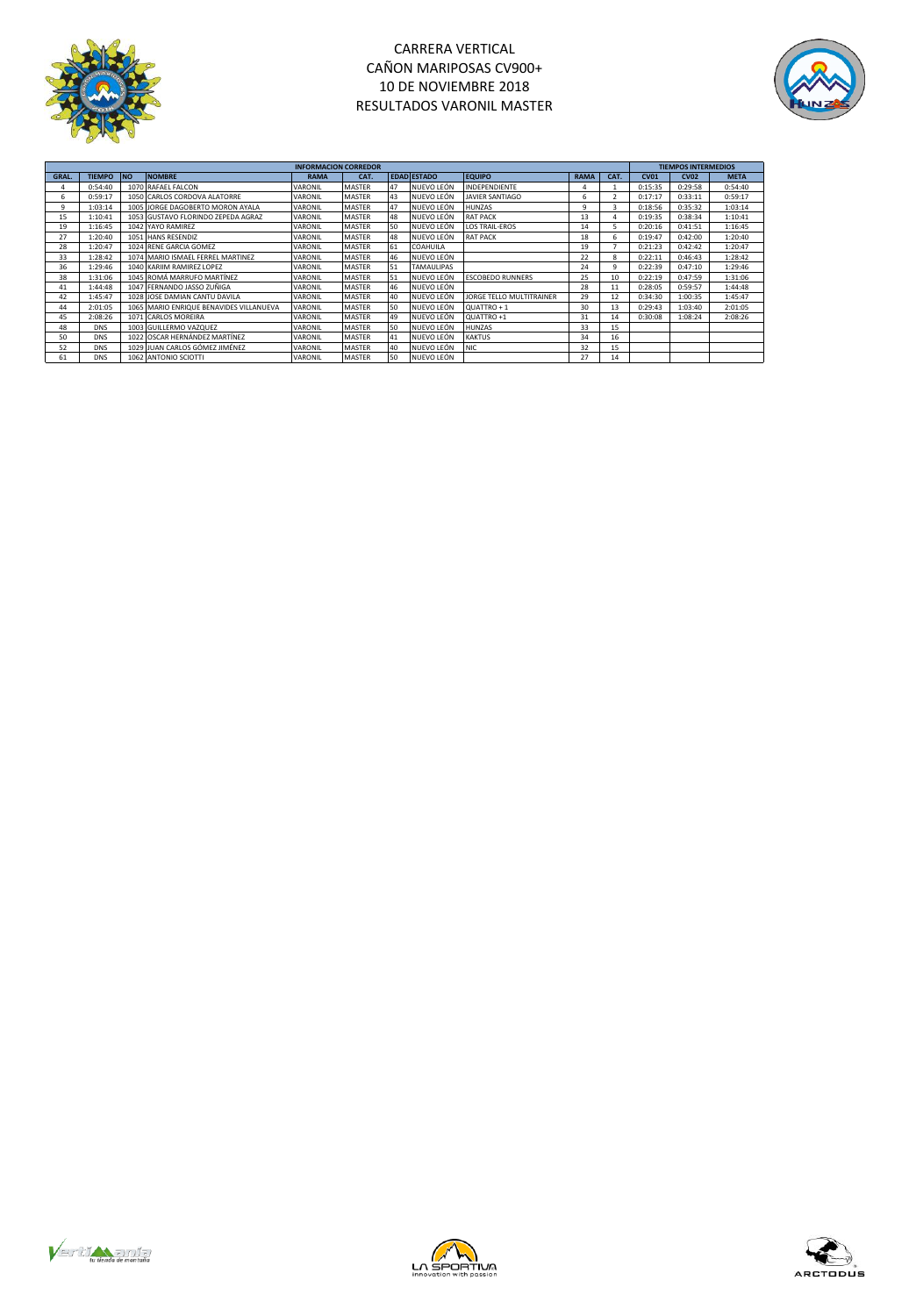# CARRERA VERTICAL
# CAÑON MARIPOSAS CV900+
# 10 DE NOVIEMBRE 2018
# RESULTADOS VARONIL MASTER

| INFORMACION CORREDOR | | | | | | | | | | | | TIEMPOS INTERMEDIOS | | |
|---|---|---|---|---|---|---|---|---|---|---|---|---|---|---|
| GRAL. | TIEMPO | NO | NOMBRE | RAMA | CAT. | EDAD | ESTADO | EQUIPO | RAMA | CAT. | CV01 | CV02 | META |
| 4 | 0:54:40 | 1070 | RAFAEL FALCON | VARONIL | MASTER | 47 | NUEVO LEÓN | INDEPENDIENTE | 4 | 1 | 0:15:35 | 0:29:58 | 0:54:40 |
| 6 | 0:59:17 | 1050 | CARLOS CORDOVA ALATORRE | VARONIL | MASTER | 43 | NUEVO LEÓN | JAVIER SANTIAGO | 6 | 2 | 0:17:17 | 0:33:11 | 0:59:17 |
| 9 | 1:03:14 | 1005 | JORGE DAGOBERTO MORON AYALA | VARONIL | MASTER | 47 | NUEVO LEÓN | HUNZAS | 9 | 3 | 0:18:56 | 0:35:32 | 1:03:14 |
| 15 | 1:10:41 | 1053 | GUSTAVO FLORINDO ZEPEDA AGRAZ | VARONIL | MASTER | 48 | NUEVO LEÓN | RAT PACK | 13 | 4 | 0:19:35 | 0:38:34 | 1:10:41 |
| 19 | 1:16:45 | 1042 | YAYO RAMIREZ | VARONIL | MASTER | 50 | NUEVO LEÓN | LOS TRAIL-EROS | 14 | 5 | 0:20:16 | 0:41:51 | 1:16:45 |
| 27 | 1:20:40 | 1051 | HANS RESENDIZ | VARONIL | MASTER | 48 | NUEVO LEÓN | RAT PACK | 18 | 6 | 0:19:47 | 0:42:00 | 1:20:40 |
| 28 | 1:20:47 | 1024 | RENE GARCIA GOMEZ | VARONIL | MASTER | 61 | COAHUILA | | 19 | 7 | 0:21:23 | 0:42:42 | 1:20:47 |
| 33 | 1:28:42 | 1074 | MARIO ISMAEL FERREL MARTINEZ | VARONIL | MASTER | 46 | NUEVO LEÓN | | 22 | 8 | 0:22:11 | 0:46:43 | 1:28:42 |
| 36 | 1:29:46 | 1040 | KARIIM RAMIREZ LOPEZ | VARONIL | MASTER | 51 | TAMAULIPAS | | 24 | 9 | 0:22:39 | 0:47:10 | 1:29:46 |
| 38 | 1:31:06 | 1045 | ROMÁ MARRUFO MARTÍNEZ | VARONIL | MASTER | 51 | NUEVO LEÓN | ESCOBEDO RUNNERS | 25 | 10 | 0:22:19 | 0:47:59 | 1:31:06 |
| 41 | 1:44:48 | 1047 | FERNANDO JASSO ZUÑIGA | VARONIL | MASTER | 46 | NUEVO LEÓN | | 28 | 11 | 0:28:05 | 0:59:57 | 1:44:48 |
| 42 | 1:45:47 | 1028 | JOSE DAMIAN CANTU DAVILA | VARONIL | MASTER | 40 | NUEVO LEÓN | JORGE TELLO MULTITRAINER | 29 | 12 | 0:34:30 | 1:00:35 | 1:45:47 |
| 44 | 2:01:05 | 1065 | MARIO ENRIQUE BENAVIDES VILLANUEVA | VARONIL | MASTER | 50 | NUEVO LEÓN | QUATTRO + 1 | 30 | 13 | 0:29:43 | 1:03:40 | 2:01:05 |
| 45 | 2:08:26 | 1071 | CARLOS MOREIRA | VARONIL | MASTER | 49 | NUEVO LEÓN | QUATTRO +1 | 31 | 14 | 0:30:08 | 1:08:24 | 2:08:26 |
| 48 | DNS | 1003 | GUILLERMO VAZQUEZ | VARONIL | MASTER | 50 | NUEVO LEÓN | HUNZAS | 33 | 15 | | | |
| 50 | DNS | 1022 | OSCAR HERNÁNDEZ MARTÍNEZ | VARONIL | MASTER | 41 | NUEVO LEÓN | KAKTUS | 34 | 16 | | | |
| 52 | DNS | 1029 | JUAN CARLOS GÓMEZ JIMÉNEZ | VARONIL | MASTER | 40 | NUEVO LEÓN | NIC | 32 | 15 | | | |
| 61 | DNS | 1062 | ANTONIO SCIOTTI | VARONIL | MASTER | 50 | NUEVO LEÓN | | 27 | 14 | | | |